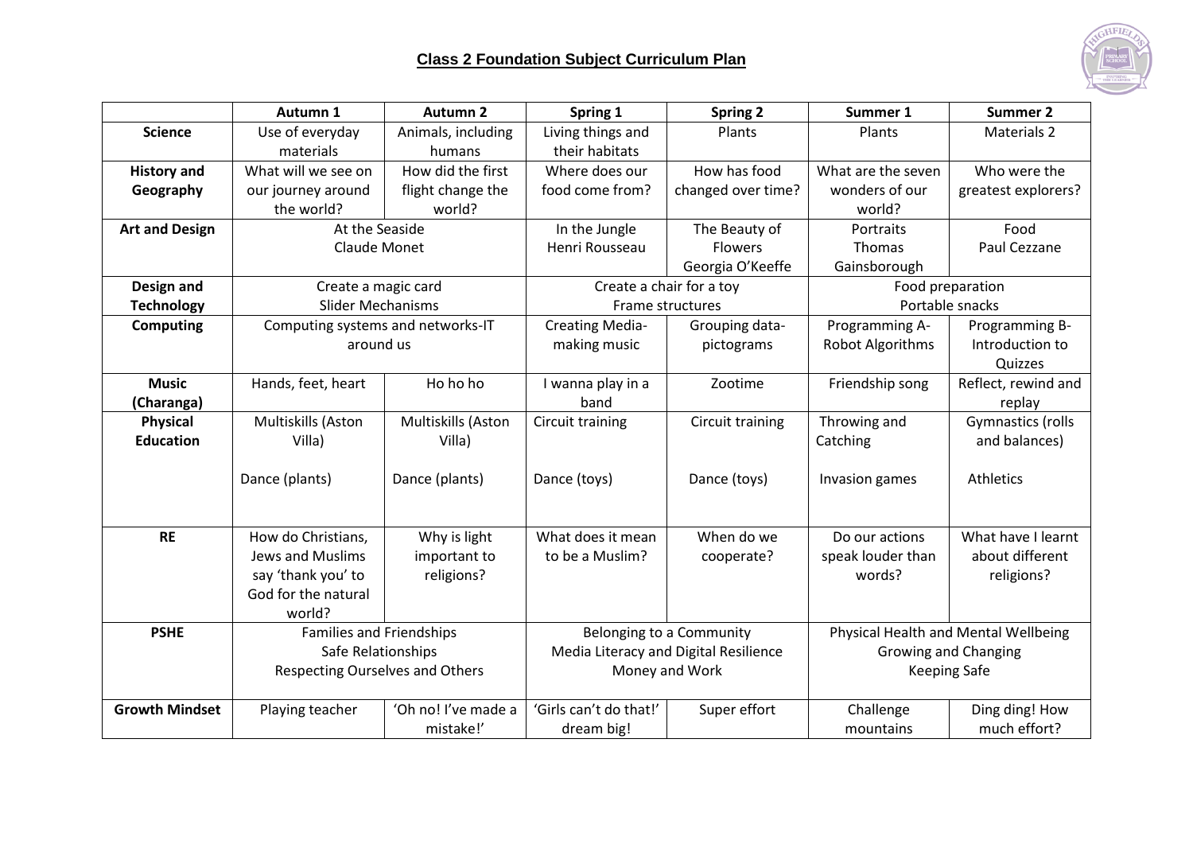## Class 2 Foundation Subject Curriculum Plan

| | Autumn 1 | Autumn 2 | Spring 1 | Spring 2 | Summer 1 | Summer 2 |
|---|---|---|---|---|---|---|
| **Science** | Use of everyday materials | Animals, including humans | Living things and their habitats | Plants | Plants | Materials 2 |
| **History and Geography** | What will we see on our journey around the world? | How did the first flight change the world? | Where does our food come from? | How has food changed over time? | What are the seven wonders of our world? | Who were the greatest explorers? |
| **Art and Design** | At the Seaside Claude Monet | | In the Jungle Henri Rousseau | The Beauty of Flowers Georgia O'Keeffe | Portraits Thomas Gainsborough | Food Paul Cezzane |
| **Design and Technology** | Create a magic card Slider Mechanisms | | Create a chair for a toy Frame structures | | Food preparation Portable snacks | |
| **Computing** | Computing systems and networks-IT around us | | Creating Media-making music | Grouping data-pictograms | Programming A-Robot Algorithms | Programming B-Introduction to Quizzes |
| **Music (Charanga)** | Hands, feet, heart | Ho ho ho | I wanna play in a band | Zootime | Friendship song | Reflect, rewind and replay |
| **Physical Education** | Multiskills (Aston Villa)<br><br>Dance (plants) | Multiskills (Aston Villa)<br><br>Dance (plants) | Circuit training<br><br>Dance (toys) | Circuit training<br><br>Dance (toys) | Throwing and Catching<br><br>Invasion games | Gymnastics (rolls and balances)<br><br>Athletics |
| **RE** | How do Christians, Jews and Muslims say 'thank you' to God for the natural world? | Why is light important to religions? | What does it mean to be a Muslim? | When do we cooperate? | Do our actions speak louder than words? | What have I learnt about different religions? |
| **PSHE** | Families and Friendships<br>Safe Relationships<br>Respecting Ourselves and Others | | Belonging to a Community<br>Media Literacy and Digital Resilience<br>Money and Work | | Physical Health and Mental Wellbeing<br>Growing and Changing<br>Keeping Safe | |
| **Growth Mindset** | Playing teacher | 'Oh no! I've made a mistake!' | 'Girls can't do that!' dream big! | Super effort | Challenge mountains | Ding ding! How much effort? |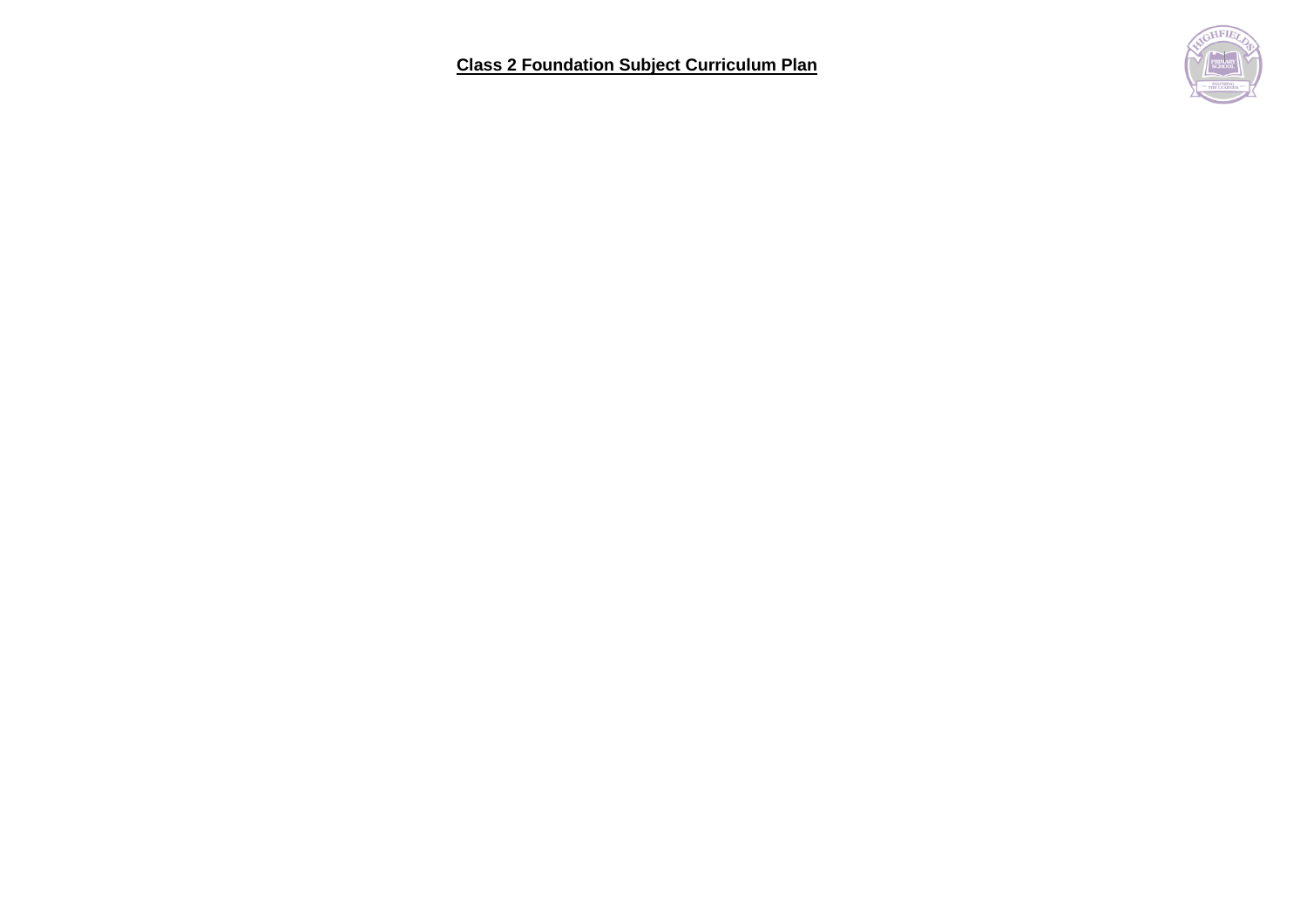**Class 2 Foundation Subject Curriculum Plan**